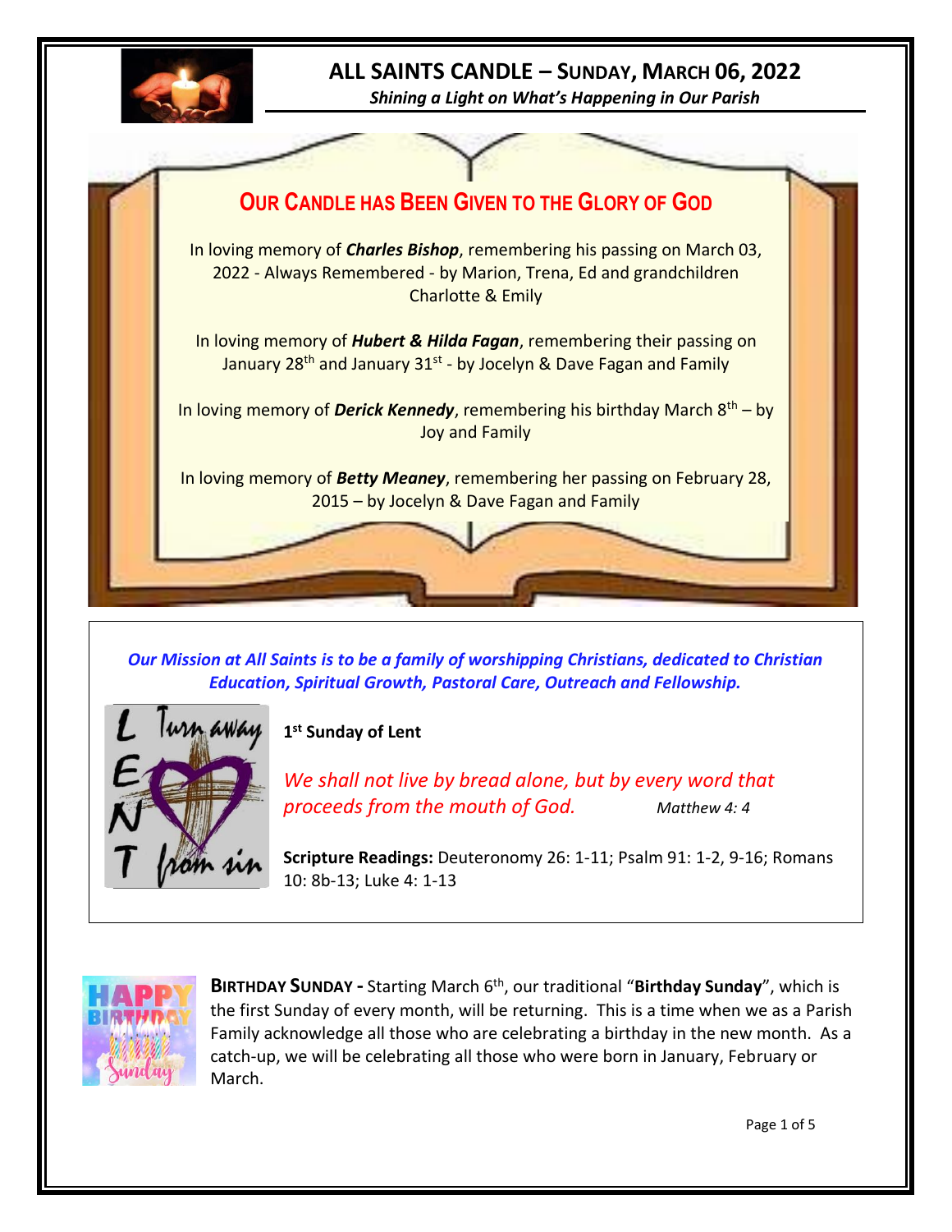# ALL SAINTS CANDLE – SUNDAY, MARCH 06, 2022

*Shining a Light on What's Happening in Our Parish*

## OUR CANDLE HAS BEEN GIVEN TO THE GLORY OF GOD

In loving memory of ***Charles Bishop***, remembering his passing on March 03, 2022 - Always Remembered - by Marion, Trena, Ed and grandchildren Charlotte & Emily

In loving memory of ***Hubert & Hilda Fagan***, remembering their passing on January 28th and January 31st - by Jocelyn & Dave Fagan and Family

In loving memory of ***Derick Kennedy***, remembering his birthday March 8th – by Joy and Family

In loving memory of ***Betty Meaney***, remembering her passing on February 28, 2015 – by Jocelyn & Dave Fagan and Family

***Our Mission at All Saints is to be a family of worshipping Christians, dedicated to Christian Education, Spiritual Growth, Pastoral Care, Outreach and Fellowship.***

**1st Sunday of Lent**

*We shall not live by bread alone, but by every word that proceeds from the mouth of God.* *Matthew 4: 4*

**Scripture Readings:** Deuteronomy 26: 1-11; Psalm 91: 1-2, 9-16; Romans 10: 8b-13; Luke 4: 1-13

**BIRTHDAY SUNDAY -** Starting March 6th, our traditional "**Birthday Sunday**", which is the first Sunday of every month, will be returning. This is a time when we as a Parish Family acknowledge all those who are celebrating a birthday in the new month. As a catch-up, we will be celebrating all those who were born in January, February or March.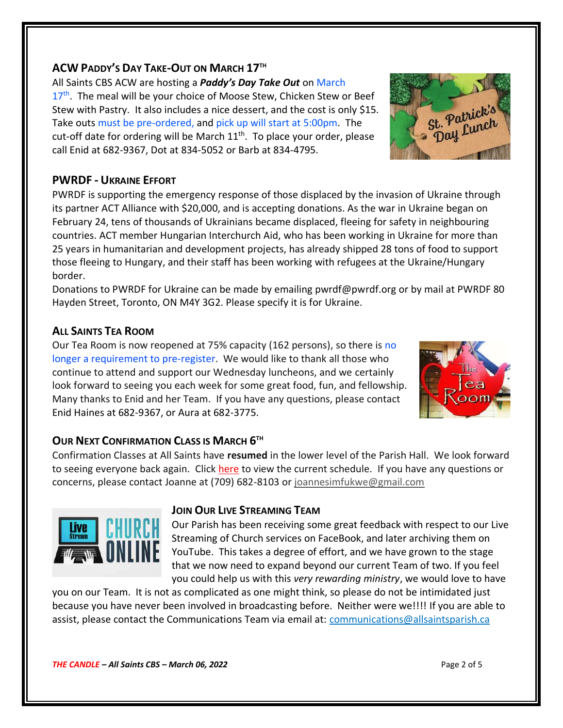## ACW Paddy's Day Take-Out on March 17th

All Saints CBS ACW are hosting a ***Paddy's Day Take Out*** on March 17th. The meal will be your choice of Moose Stew, Chicken Stew or Beef Stew with Pastry. It also includes a nice dessert, and the cost is only $15. Take outs must be pre-ordered, and pick up will start at 5:00pm. The cut-off date for ordering will be March 11th. To place your order, please call Enid at 682-9367, Dot at 834-5052 or Barb at 834-4795.

## PWRDF - Ukraine Effort

PWRDF is supporting the emergency response of those displaced by the invasion of Ukraine through its partner ACT Alliance with $20,000, and is accepting donations. As the war in Ukraine began on February 24, tens of thousands of Ukrainians became displaced, fleeing for safety in neighbouring countries. ACT member Hungarian Interchurch Aid, who has been working in Ukraine for more than 25 years in humanitarian and development projects, has already shipped 28 tons of food to support those fleeing to Hungary, and their staff has been working with refugees at the Ukraine/Hungary border.

Donations to PWRDF for Ukraine can be made by emailing pwrdf@pwrdf.org or by mail at PWRDF 80 Hayden Street, Toronto, ON M4Y 3G2. Please specify it is for Ukraine.

## All Saints Tea Room

Our Tea Room is now reopened at 75% capacity (162 persons), so there is no longer a requirement to pre-register. We would like to thank all those who continue to attend and support our Wednesday luncheons, and we certainly look forward to seeing you each week for some great food, fun, and fellowship. Many thanks to Enid and her Team. If you have any questions, please contact Enid Haines at 682-9367, or Aura at 682-3775.

## Our Next Confirmation Class is March 6th

Confirmation Classes at All Saints have **resumed** in the lower level of the Parish Hall. We look forward to seeing everyone back again. Click here to view the current schedule. If you have any questions or concerns, please contact Joanne at (709) 682-8103 or joannesimfukwe@gmail.com

## Join Our Live Streaming Team

Our Parish has been receiving some great feedback with respect to our Live Streaming of Church services on FaceBook, and later archiving them on YouTube. This takes a degree of effort, and we have grown to the stage that we now need to expand beyond our current Team of two. If you feel you could help us with this *very rewarding ministry*, we would love to have you on our Team. It is not as complicated as one might think, so please do not be intimidated just because you have never been involved in broadcasting before. Neither were we!!!! If you are able to assist, please contact the Communications Team via email at: communications@allsaintsparish.ca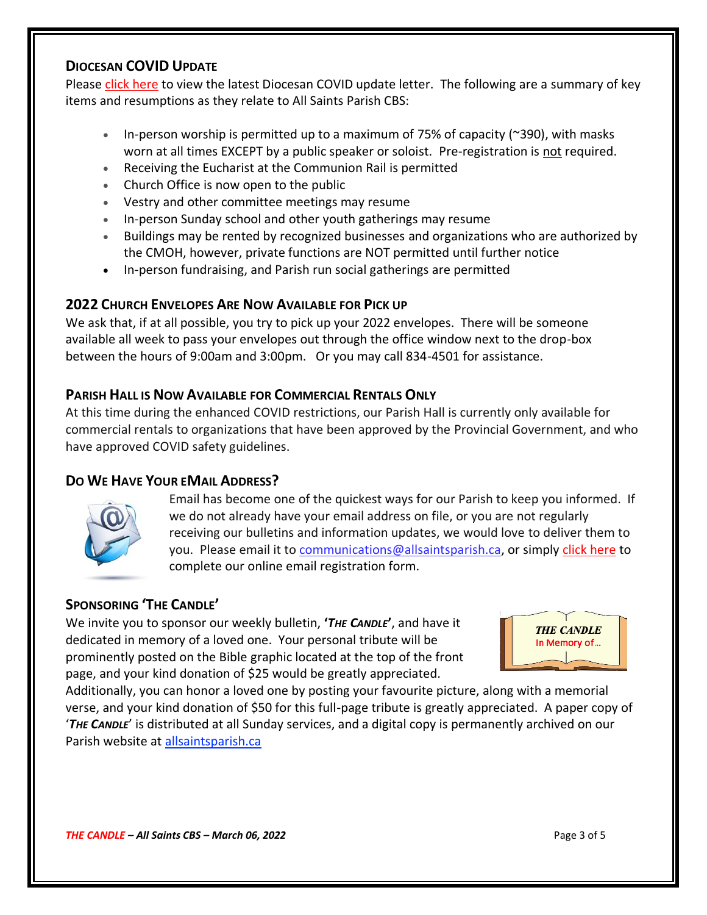## Diocesan COVID Update

Please click here to view the latest Diocesan COVID update letter. The following are a summary of key items and resumptions as they relate to All Saints Parish CBS:

- In-person worship is permitted up to a maximum of 75% of capacity (~390), with masks worn at all times EXCEPT by a public speaker or soloist. Pre-registration is not required.
- Receiving the Eucharist at the Communion Rail is permitted
- Church Office is now open to the public
- Vestry and other committee meetings may resume
- In-person Sunday school and other youth gatherings may resume
- Buildings may be rented by recognized businesses and organizations who are authorized by the CMOH, however, private functions are NOT permitted until further notice
- In-person fundraising, and Parish run social gatherings are permitted

## 2022 Church Envelopes Are Now Available for Pick Up

We ask that, if at all possible, you try to pick up your 2022 envelopes. There will be someone available all week to pass your envelopes out through the office window next to the drop-box between the hours of 9:00am and 3:00pm. Or you may call 834-4501 for assistance.

## Parish Hall is Now Available for Commercial Rentals Only

At this time during the enhanced COVID restrictions, our Parish Hall is currently only available for commercial rentals to organizations that have been approved by the Provincial Government, and who have approved COVID safety guidelines.

## Do We Have Your eMail Address?

Email has become one of the quickest ways for our Parish to keep you informed. If we do not already have your email address on file, or you are not regularly receiving our bulletins and information updates, we would love to deliver them to you. Please email it to communications@allsaintsparish.ca, or simply click here to complete our online email registration form.

## Sponsoring 'The Candle'

We invite you to sponsor our weekly bulletin, **'*The Candle*'**, and have it dedicated in memory of a loved one. Your personal tribute will be prominently posted on the Bible graphic located at the top of the front page, and your kind donation of $25 would be greatly appreciated.

*THE CANDLE*
In Memory of…

Additionally, you can honor a loved one by posting your favourite picture, along with a memorial verse, and your kind donation of $50 for this full-page tribute is greatly appreciated. A paper copy of '***The Candle***' is distributed at all Sunday services, and a digital copy is permanently archived on our Parish website at allsaintsparish.ca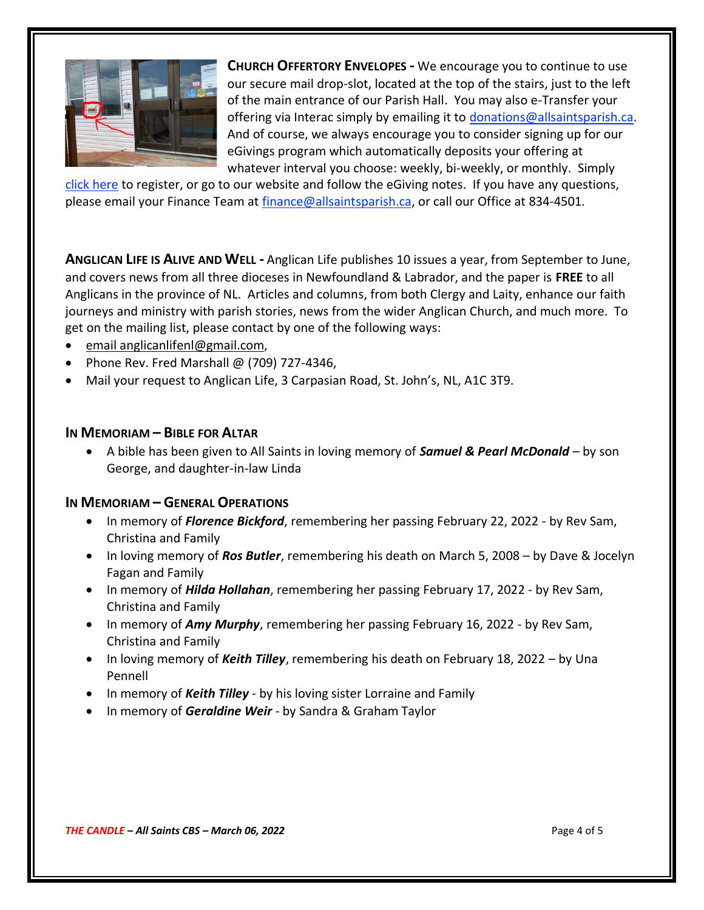**CHURCH OFFERTORY ENVELOPES -** We encourage you to continue to use our secure mail drop-slot, located at the top of the stairs, just to the left of the main entrance of our Parish Hall. You may also e-Transfer your offering via Interac simply by emailing it to donations@allsaintsparish.ca. And of course, we always encourage you to consider signing up for our eGivings program which automatically deposits your offering at whatever interval you choose: weekly, bi-weekly, or monthly. Simply click here to register, or go to our website and follow the eGiving notes. If you have any questions, please email your Finance Team at finance@allsaintsparish.ca, or call our Office at 834-4501.

**ANGLICAN LIFE IS ALIVE AND WELL -** Anglican Life publishes 10 issues a year, from September to June, and covers news from all three dioceses in Newfoundland & Labrador, and the paper is **FREE** to all Anglicans in the province of NL. Articles and columns, from both Clergy and Laity, enhance our faith journeys and ministry with parish stories, news from the wider Anglican Church, and much more. To get on the mailing list, please contact by one of the following ways:

- email anglicanlifenl@gmail.com,
- Phone Rev. Fred Marshall @ (709) 727-4346,
- Mail your request to Anglican Life, 3 Carpasian Road, St. John's, NL, A1C 3T9.

**IN MEMORIAM – BIBLE FOR ALTAR**

- A bible has been given to All Saints in loving memory of ***Samuel & Pearl McDonald*** – by son George, and daughter-in-law Linda

**IN MEMORIAM – GENERAL OPERATIONS**

- In memory of ***Florence Bickford***, remembering her passing February 22, 2022 - by Rev Sam, Christina and Family
- In loving memory of ***Ros Butler***, remembering his death on March 5, 2008 – by Dave & Jocelyn Fagan and Family
- In memory of ***Hilda Hollahan***, remembering her passing February 17, 2022 - by Rev Sam, Christina and Family
- In memory of ***Amy Murphy***, remembering her passing February 16, 2022 - by Rev Sam, Christina and Family
- In loving memory of ***Keith Tilley***, remembering his death on February 18, 2022 – by Una Pennell
- In memory of ***Keith Tilley*** - by his loving sister Lorraine and Family
- In memory of ***Geraldine Weir*** - by Sandra & Graham Taylor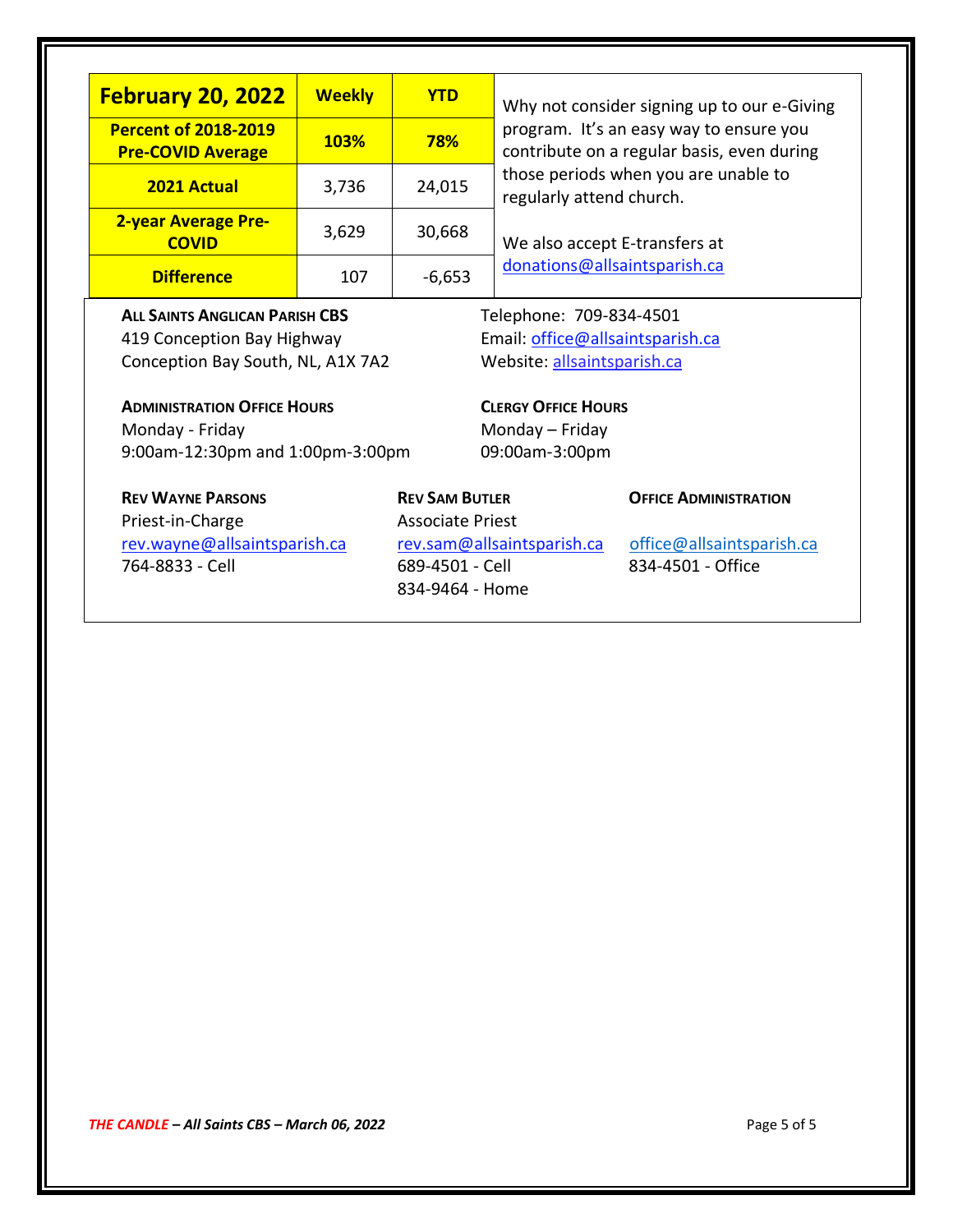| February 20, 2022 | Weekly | YTD |
|---|---|---|
| Percent of 2018-2019 Pre-COVID Average | 103% | 78% |
| 2021 Actual | 3,736 | 24,015 |
| 2-year Average Pre-COVID | 3,629 | 30,668 |
| Difference | 107 | -6,653 |

Why not consider signing up to our e-Giving program. It's an easy way to ensure you contribute on a regular basis, even during those periods when you are unable to regularly attend church.

We also accept E-transfers at donations@allsaintsparish.ca

**ALL SAINTS ANGLICAN PARISH CBS**
419 Conception Bay Highway
Conception Bay South, NL, A1X 7A2

Telephone: 709-834-4501
Email: office@allsaintsparish.ca
Website: allsaintsparish.ca

**ADMINISTRATION OFFICE HOURS**
Monday - Friday
9:00am-12:30pm and 1:00pm-3:00pm

**CLERGY OFFICE HOURS**
Monday – Friday
09:00am-3:00pm

**REV WAYNE PARSONS**
Priest-in-Charge
rev.wayne@allsaintsparish.ca
764-8833 - Cell

**REV SAM BUTLER**
Associate Priest
rev.sam@allsaintsparish.ca
689-4501 - Cell
834-9464 - Home

**OFFICE ADMINISTRATION**
office@allsaintsparish.ca
834-4501 - Office